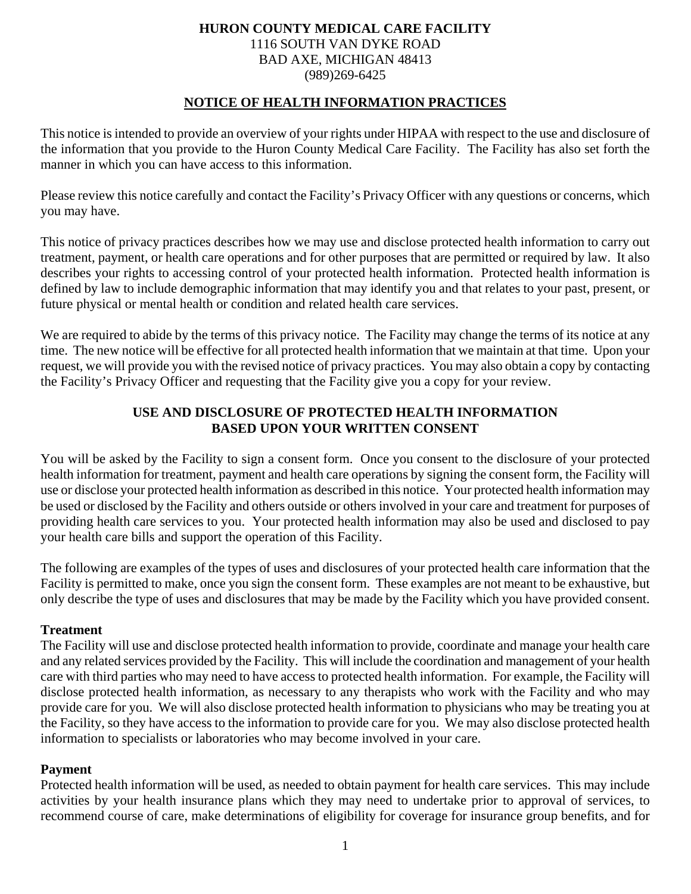**HURON COUNTY MEDICAL CARE FACILITY**
1116 SOUTH VAN DYKE ROAD
BAD AXE, MICHIGAN 48413
(989)269-6425

# NOTICE OF HEALTH INFORMATION PRACTICES

This notice is intended to provide an overview of your rights under HIPAA with respect to the use and disclosure of the information that you provide to the Huron County Medical Care Facility. The Facility has also set forth the manner in which you can have access to this information.

Please review this notice carefully and contact the Facility's Privacy Officer with any questions or concerns, which you may have.

This notice of privacy practices describes how we may use and disclose protected health information to carry out treatment, payment, or health care operations and for other purposes that are permitted or required by law. It also describes your rights to accessing control of your protected health information. Protected health information is defined by law to include demographic information that may identify you and that relates to your past, present, or future physical or mental health or condition and related health care services.

We are required to abide by the terms of this privacy notice. The Facility may change the terms of its notice at any time. The new notice will be effective for all protected health information that we maintain at that time. Upon your request, we will provide you with the revised notice of privacy practices. You may also obtain a copy by contacting the Facility's Privacy Officer and requesting that the Facility give you a copy for your review.

## USE AND DISCLOSURE OF PROTECTED HEALTH INFORMATION BASED UPON YOUR WRITTEN CONSENT

You will be asked by the Facility to sign a consent form. Once you consent to the disclosure of your protected health information for treatment, payment and health care operations by signing the consent form, the Facility will use or disclose your protected health information as described in this notice. Your protected health information may be used or disclosed by the Facility and others outside or others involved in your care and treatment for purposes of providing health care services to you. Your protected health information may also be used and disclosed to pay your health care bills and support the operation of this Facility.

The following are examples of the types of uses and disclosures of your protected health care information that the Facility is permitted to make, once you sign the consent form. These examples are not meant to be exhaustive, but only describe the type of uses and disclosures that may be made by the Facility which you have provided consent.

### Treatment

The Facility will use and disclose protected health information to provide, coordinate and manage your health care and any related services provided by the Facility. This will include the coordination and management of your health care with third parties who may need to have access to protected health information. For example, the Facility will disclose protected health information, as necessary to any therapists who work with the Facility and who may provide care for you. We will also disclose protected health information to physicians who may be treating you at the Facility, so they have access to the information to provide care for you. We may also disclose protected health information to specialists or laboratories who may become involved in your care.

### Payment

Protected health information will be used, as needed to obtain payment for health care services. This may include activities by your health insurance plans which they may need to undertake prior to approval of services, to recommend course of care, make determinations of eligibility for coverage for insurance group benefits, and for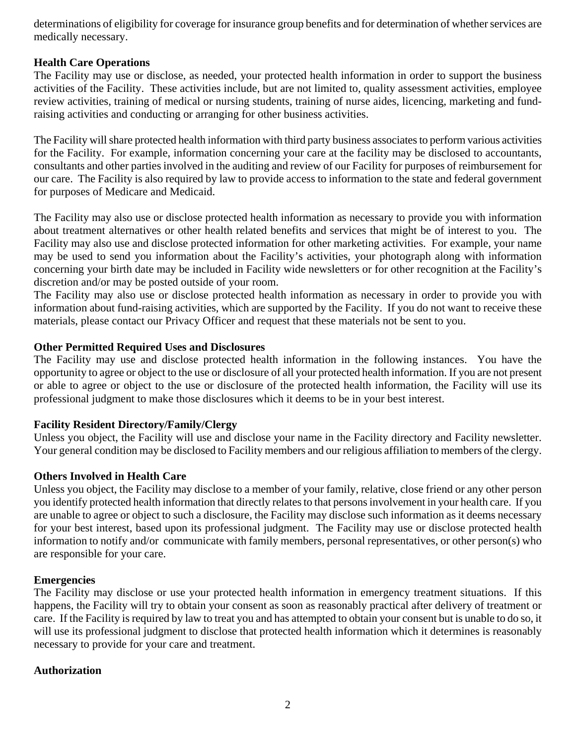determinations of eligibility for coverage for insurance group benefits and for determination of whether services are medically necessary.

**Health Care Operations**

The Facility may use or disclose, as needed, your protected health information in order to support the business activities of the Facility. These activities include, but are not limited to, quality assessment activities, employee review activities, training of medical or nursing students, training of nurse aides, licencing, marketing and fund-raising activities and conducting or arranging for other business activities.

The Facility will share protected health information with third party business associates to perform various activities for the Facility. For example, information concerning your care at the facility may be disclosed to accountants, consultants and other parties involved in the auditing and review of our Facility for purposes of reimbursement for our care. The Facility is also required by law to provide access to information to the state and federal government for purposes of Medicare and Medicaid.

The Facility may also use or disclose protected health information as necessary to provide you with information about treatment alternatives or other health related benefits and services that might be of interest to you. The Facility may also use and disclose protected information for other marketing activities. For example, your name may be used to send you information about the Facility's activities, your photograph along with information concerning your birth date may be included in Facility wide newsletters or for other recognition at the Facility's discretion and/or may be posted outside of your room.
The Facility may also use or disclose protected health information as necessary in order to provide you with information about fund-raising activities, which are supported by the Facility. If you do not want to receive these materials, please contact our Privacy Officer and request that these materials not be sent to you.

**Other Permitted Required Uses and Disclosures**

The Facility may use and disclose protected health information in the following instances. You have the opportunity to agree or object to the use or disclosure of all your protected health information. If you are not present or able to agree or object to the use or disclosure of the protected health information, the Facility will use its professional judgment to make those disclosures which it deems to be in your best interest.

**Facility Resident Directory/Family/Clergy**

Unless you object, the Facility will use and disclose your name in the Facility directory and Facility newsletter. Your general condition may be disclosed to Facility members and our religious affiliation to members of the clergy.

**Others Involved in Health Care**

Unless you object, the Facility may disclose to a member of your family, relative, close friend or any other person you identify protected health information that directly relates to that persons involvement in your health care. If you are unable to agree or object to such a disclosure, the Facility may disclose such information as it deems necessary for your best interest, based upon its professional judgment. The Facility may use or disclose protected health information to notify and/or communicate with family members, personal representatives, or other person(s) who are responsible for your care.

**Emergencies**

The Facility may disclose or use your protected health information in emergency treatment situations. If this happens, the Facility will try to obtain your consent as soon as reasonably practical after delivery of treatment or care. If the Facility is required by law to treat you and has attempted to obtain your consent but is unable to do so, it will use its professional judgment to disclose that protected health information which it determines is reasonably necessary to provide for your care and treatment.

**Authorization**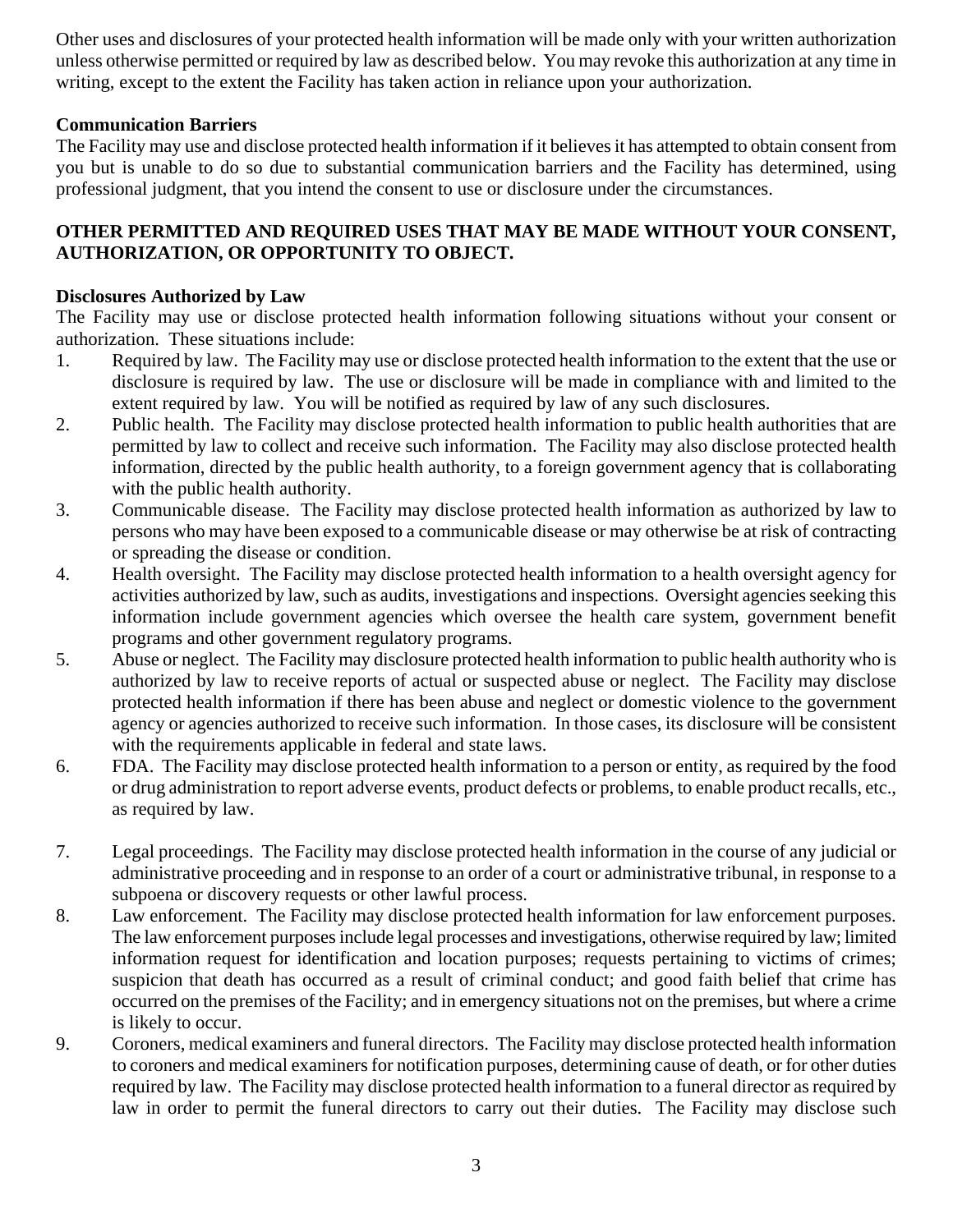Other uses and disclosures of your protected health information will be made only with your written authorization unless otherwise permitted or required by law as described below. You may revoke this authorization at any time in writing, except to the extent the Facility has taken action in reliance upon your authorization.

**Communication Barriers**

The Facility may use and disclose protected health information if it believes it has attempted to obtain consent from you but is unable to do so due to substantial communication barriers and the Facility has determined, using professional judgment, that you intend the consent to use or disclosure under the circumstances.

**OTHER PERMITTED AND REQUIRED USES THAT MAY BE MADE WITHOUT YOUR CONSENT, AUTHORIZATION, OR OPPORTUNITY TO OBJECT.**

**Disclosures Authorized by Law**

The Facility may use or disclose protected health information following situations without your consent or authorization. These situations include:

1. Required by law. The Facility may use or disclose protected health information to the extent that the use or disclosure is required by law. The use or disclosure will be made in compliance with and limited to the extent required by law. You will be notified as required by law of any such disclosures.
2. Public health. The Facility may disclose protected health information to public health authorities that are permitted by law to collect and receive such information. The Facility may also disclose protected health information, directed by the public health authority, to a foreign government agency that is collaborating with the public health authority.
3. Communicable disease. The Facility may disclose protected health information as authorized by law to persons who may have been exposed to a communicable disease or may otherwise be at risk of contracting or spreading the disease or condition.
4. Health oversight. The Facility may disclose protected health information to a health oversight agency for activities authorized by law, such as audits, investigations and inspections. Oversight agencies seeking this information include government agencies which oversee the health care system, government benefit programs and other government regulatory programs.
5. Abuse or neglect. The Facility may disclosure protected health information to public health authority who is authorized by law to receive reports of actual or suspected abuse or neglect. The Facility may disclose protected health information if there has been abuse and neglect or domestic violence to the government agency or agencies authorized to receive such information. In those cases, its disclosure will be consistent with the requirements applicable in federal and state laws.
6. FDA. The Facility may disclose protected health information to a person or entity, as required by the food or drug administration to report adverse events, product defects or problems, to enable product recalls, etc., as required by law.
7. Legal proceedings. The Facility may disclose protected health information in the course of any judicial or administrative proceeding and in response to an order of a court or administrative tribunal, in response to a subpoena or discovery requests or other lawful process.
8. Law enforcement. The Facility may disclose protected health information for law enforcement purposes. The law enforcement purposes include legal processes and investigations, otherwise required by law; limited information request for identification and location purposes; requests pertaining to victims of crimes; suspicion that death has occurred as a result of criminal conduct; and good faith belief that crime has occurred on the premises of the Facility; and in emergency situations not on the premises, but where a crime is likely to occur.
9. Coroners, medical examiners and funeral directors. The Facility may disclose protected health information to coroners and medical examiners for notification purposes, determining cause of death, or for other duties required by law. The Facility may disclose protected health information to a funeral director as required by law in order to permit the funeral directors to carry out their duties. The Facility may disclose such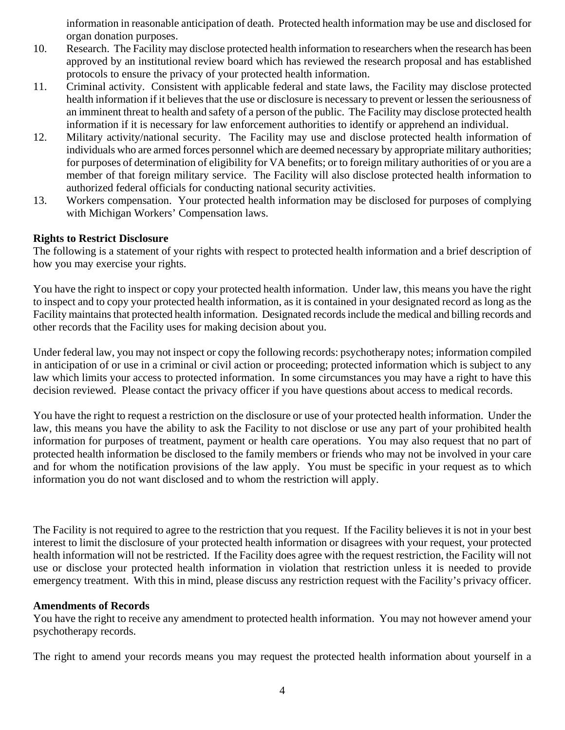information in reasonable anticipation of death. Protected health information may be use and disclosed for organ donation purposes.

10. Research. The Facility may disclose protected health information to researchers when the research has been approved by an institutional review board which has reviewed the research proposal and has established protocols to ensure the privacy of your protected health information.
11. Criminal activity. Consistent with applicable federal and state laws, the Facility may disclose protected health information if it believes that the use or disclosure is necessary to prevent or lessen the seriousness of an imminent threat to health and safety of a person of the public. The Facility may disclose protected health information if it is necessary for law enforcement authorities to identify or apprehend an individual.
12. Military activity/national security. The Facility may use and disclose protected health information of individuals who are armed forces personnel which are deemed necessary by appropriate military authorities; for purposes of determination of eligibility for VA benefits; or to foreign military authorities of or you are a member of that foreign military service. The Facility will also disclose protected health information to authorized federal officials for conducting national security activities.
13. Workers compensation. Your protected health information may be disclosed for purposes of complying with Michigan Workers' Compensation laws.

**Rights to Restrict Disclosure**

The following is a statement of your rights with respect to protected health information and a brief description of how you may exercise your rights.

You have the right to inspect or copy your protected health information. Under law, this means you have the right to inspect and to copy your protected health information, as it is contained in your designated record as long as the Facility maintains that protected health information. Designated records include the medical and billing records and other records that the Facility uses for making decision about you.

Under federal law, you may not inspect or copy the following records: psychotherapy notes; information compiled in anticipation of or use in a criminal or civil action or proceeding; protected information which is subject to any law which limits your access to protected information. In some circumstances you may have a right to have this decision reviewed. Please contact the privacy officer if you have questions about access to medical records.

You have the right to request a restriction on the disclosure or use of your protected health information. Under the law, this means you have the ability to ask the Facility to not disclose or use any part of your prohibited health information for purposes of treatment, payment or health care operations. You may also request that no part of protected health information be disclosed to the family members or friends who may not be involved in your care and for whom the notification provisions of the law apply. You must be specific in your request as to which information you do not want disclosed and to whom the restriction will apply.

The Facility is not required to agree to the restriction that you request. If the Facility believes it is not in your best interest to limit the disclosure of your protected health information or disagrees with your request, your protected health information will not be restricted. If the Facility does agree with the request restriction, the Facility will not use or disclose your protected health information in violation that restriction unless it is needed to provide emergency treatment. With this in mind, please discuss any restriction request with the Facility's privacy officer.

**Amendments of Records**

You have the right to receive any amendment to protected health information. You may not however amend your psychotherapy records.

The right to amend your records means you may request the protected health information about yourself in a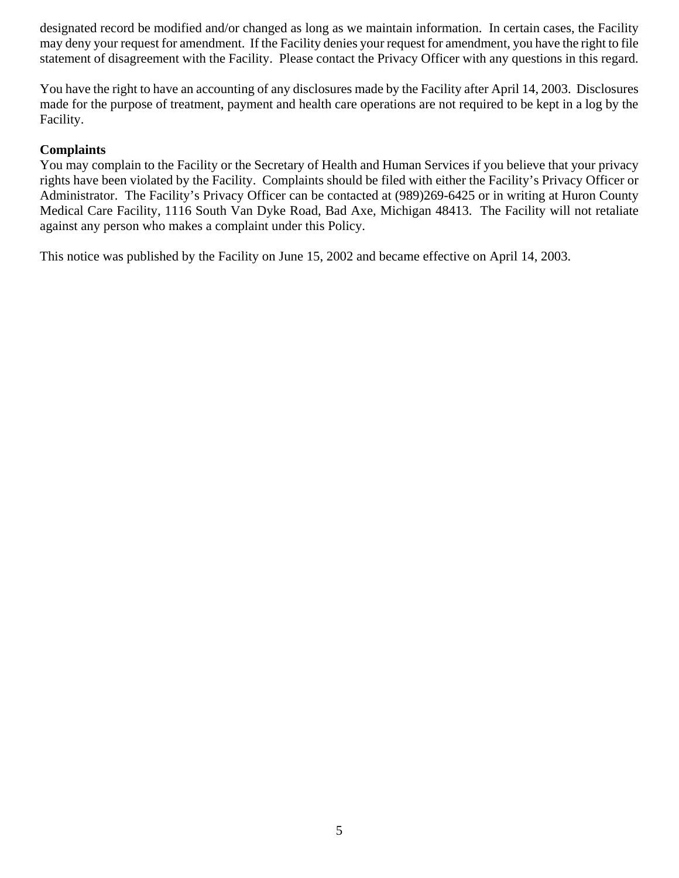designated record be modified and/or changed as long as we maintain information. In certain cases, the Facility may deny your request for amendment. If the Facility denies your request for amendment, you have the right to file statement of disagreement with the Facility. Please contact the Privacy Officer with any questions in this regard.

You have the right to have an accounting of any disclosures made by the Facility after April 14, 2003. Disclosures made for the purpose of treatment, payment and health care operations are not required to be kept in a log by the Facility.

**Complaints**

You may complain to the Facility or the Secretary of Health and Human Services if you believe that your privacy rights have been violated by the Facility. Complaints should be filed with either the Facility's Privacy Officer or Administrator. The Facility's Privacy Officer can be contacted at (989)269-6425 or in writing at Huron County Medical Care Facility, 1116 South Van Dyke Road, Bad Axe, Michigan 48413. The Facility will not retaliate against any person who makes a complaint under this Policy.

This notice was published by the Facility on June 15, 2002 and became effective on April 14, 2003.